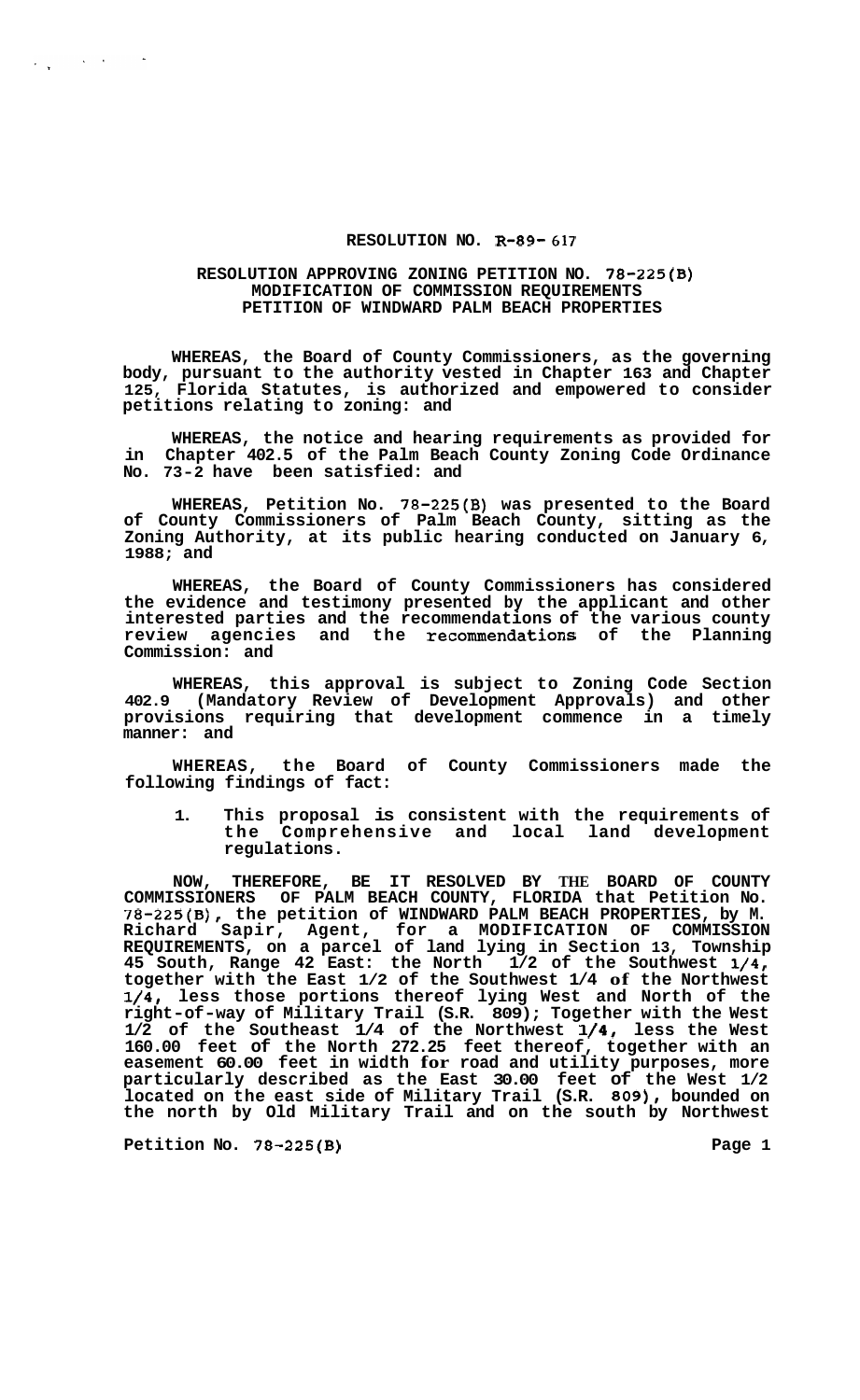# RESOLUTION NO. R-89-617

## RESOLUTION APPROVING ZONING PETITION NO. 78-225(B) MODIFICATION OF COMMISSION REQUIREMENTS PETITION OF WINDWARD PALM BEACH PROPERTIES

**WHEREAS, the Board of County Commissioners, as the governing body, pursuant to the authority vested in Chapter 163 and Chapter 125, Florida Statutes, is authorized and empowered to consider petitions relating to zoning: and**

**WHEREAS, the notice and hearing requirements as provided for in Chapter 402.5 of the Palm Beach County Zoning Code Ordinance No. 73-2 have been satisfied: and**

**WHEREAS, Petition No. 78-225(B) was presented to the Board of County Commissioners of Palm Beach County, sitting as the Zoning Authority, at its public hearing conducted on January 6, 1988; and**

**WHEREAS, the Board of County Commissioners has considered the evidence and testimony presented by the applicant and other interested parties and the recommendations of the various county review agencies and the recommendations of the Planning Commission: and**

**WHEREAS, this approval is subject to Zoning Code Section 402.9 (Mandatory Review of Development Approvals) and other provisions requiring that development commence in a timely manner: and**

**WHEREAS, the Board of County Commissioners made the following findings of fact:**

1. **This proposal is consistent with the requirements of the Comprehensive and local land development regulations.**

**NOW, THEREFORE, BE IT RESOLVED BY THE BOARD OF COUNTY COMMISSIONERS OF PALM BEACH COUNTY, FLORIDA that Petition No. 78-225(B), the petition of WINDWARD PALM BEACH PROPERTIES, by M. Richard Sapir, Agent, for a MODIFICATION OF COMMISSION REQUIREMENTS, on a parcel of land lying in Section 13, Township 45 South, Range 42 East: the North 1/2 of the Southwest 1/4, together with the East 1/2 of the Southwest 1/4 of the Northwest 1/4, less those portions thereof lying West and North of the right-of-way of Military Trail (S.R. 809); Together with the West 1/2 of the Southeast 1/4 of the Northwest 1/4, less the West 160.00 feet of the North 272.25 feet thereof, together with an easement 60.00 feet in width for road and utility purposes, more particularly described as the East 30.00 feet of the West 1/2 located on the east side of Military Trail (S.R. 809), bounded on the north by Old Military Trail and on the south by Northwest**

**Petition No. 78-225(B)**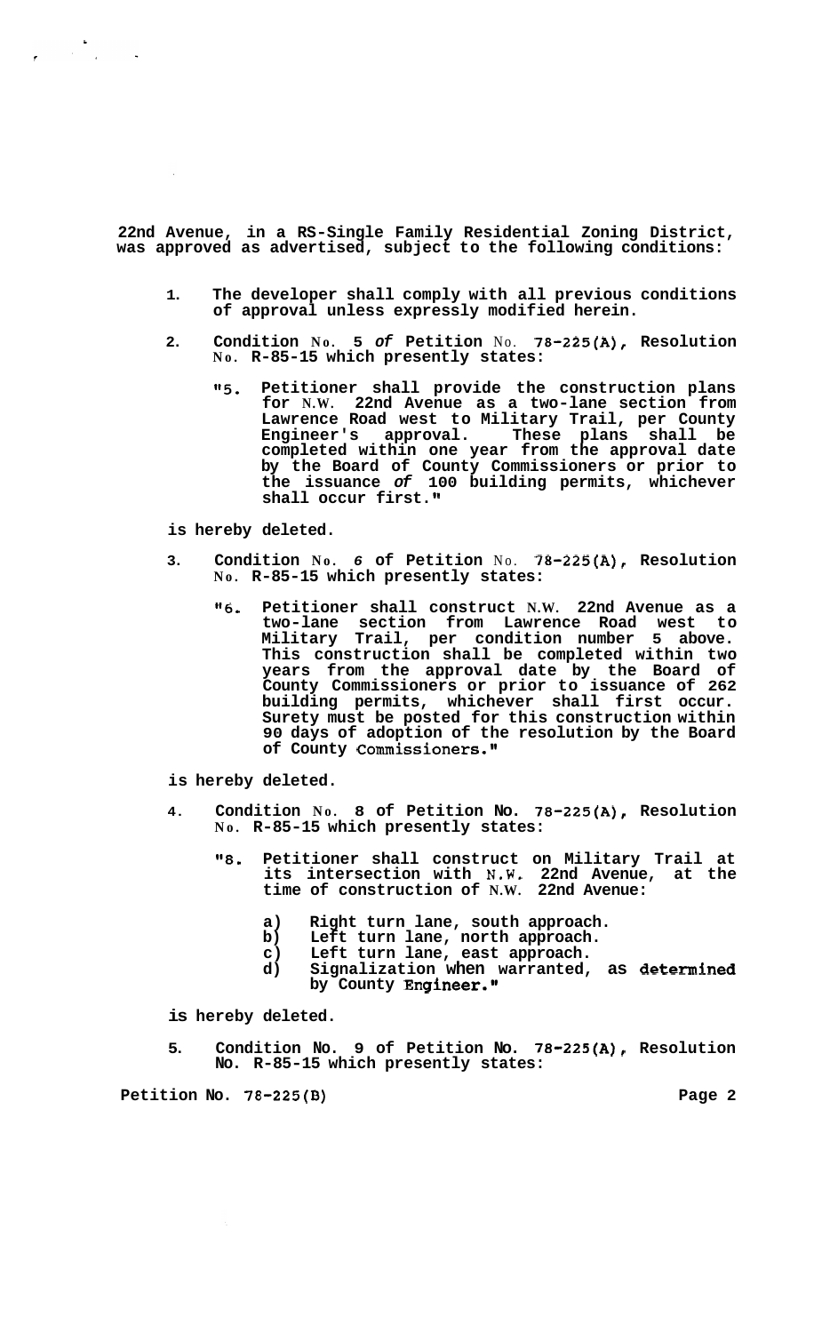22nd Avenue, in a RS-Single Family Residential Zoning District, was approved as advertised, subject to the following conditions:

1. The developer shall comply with all previous conditions of approval unless expressly modified herein.

2. Condition No. 5 of Petition No. 78-225(A), Resolution No. R-85-15 which presently states:

   "5. Petitioner shall provide the construction plans for N.W. 22nd Avenue as a two-lane section from Lawrence Road west to Military Trail, per County Engineer's approval. These plans shall be completed within one year from the approval date by the Board of County Commissioners or prior to the issuance of 100 building permits, whichever shall occur first."

   is hereby deleted.

3. Condition No. 6 of Petition No. 78-225(A), Resolution No. R-85-15 which presently states:

   "6. Petitioner shall construct N.W. 22nd Avenue as a two-lane section from Lawrence Road west to Military Trail, per condition number 5 above. This construction shall be completed within two years from the approval date by the Board of County Commissioners or prior to issuance of 262 building permits, whichever shall first occur. Surety must be posted for this construction within 90 days of adoption of the resolution by the Board of County Commissioners."

   is hereby deleted.

4. Condition No. 8 of Petition No. 78-225(A), Resolution No. R-85-15 which presently states:

   "8. Petitioner shall construct on Military Trail at its intersection with N.W. 22nd Avenue, at the time of construction of N.W. 22nd Avenue:

   a) Right turn lane, south approach.
   b) Left turn lane, north approach.
   c) Left turn lane, east approach.
   d) Signalization when warranted, as determined by County Engineer."

   is hereby deleted.

5. Condition No. 9 of Petition No. 78-225(A), Resolution No. R-85-15 which presently states:

Petition No. 78-225(B)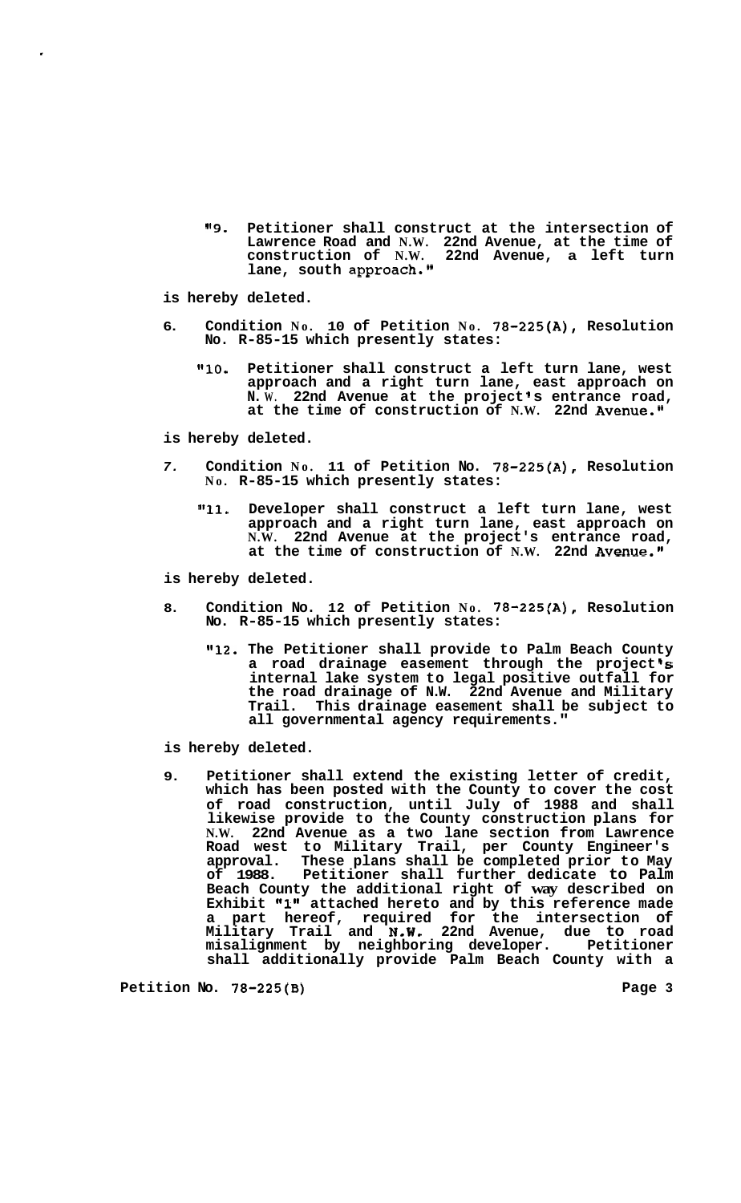"9. Petitioner shall construct at the intersection of Lawrence Road and N.W. 22nd Avenue, at the time of construction of N.W. 22nd Avenue, a left turn lane, south approach."

is hereby deleted.

6. Condition No. 10 of Petition No. 78-225(A), Resolution No. R-85-15 which presently states:

   "10. Petitioner shall construct a left turn lane, west approach and a right turn lane, east approach on N.W. 22nd Avenue at the project's entrance road, at the time of construction of N.W. 22nd Avenue."

is hereby deleted.

7. Condition No. 11 of Petition No. 78-225(A), Resolution No. R-85-15 which presently states:

   "11. Developer shall construct a left turn lane, west approach and a right turn lane, east approach on N.W. 22nd Avenue at the project's entrance road, at the time of construction of N.W. 22nd Avenue."

is hereby deleted.

8. Condition No. 12 of Petition No. 78-225(A), Resolution No. R-85-15 which presently states:

   "12. The Petitioner shall provide to Palm Beach County a road drainage easement through the project's internal lake system to legal positive outfall for the road drainage of N.W. 22nd Avenue and Military Trail. This drainage easement shall be subject to all governmental agency requirements."

is hereby deleted.

9. Petitioner shall extend the existing letter of credit, which has been posted with the County to cover the cost of road construction, until July of 1988 and shall likewise provide to the County construction plans for N.W. 22nd Avenue as a two lane section from Lawrence Road west to Military Trail, per County Engineer's approval. These plans shall be completed prior to May of 1988. Petitioner shall further dedicate to Palm Beach County the additional right of way described on Exhibit "1" attached hereto and by this reference made a part hereof, required for the intersection of Military Trail and N.W. 22nd Avenue, due to road misalignment by neighboring developer. Petitioner shall additionally provide Palm Beach County with a

Petition No. 78-225(B)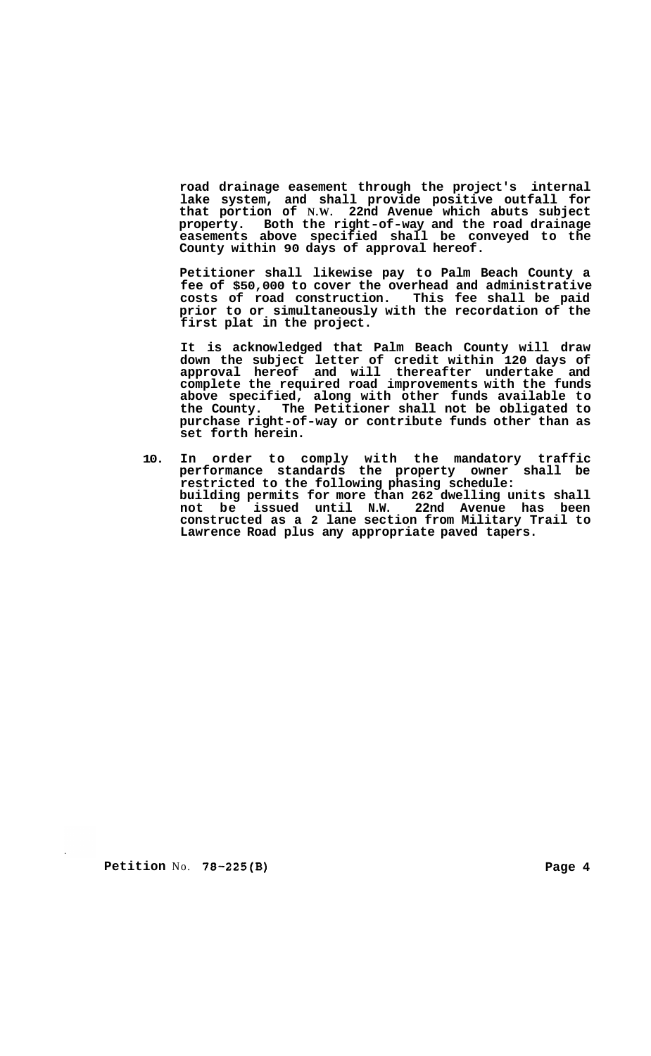road drainage easement through the project's internal lake system, and shall provide positive outfall for that portion of N.W. 22nd Avenue which abuts subject property. Both the right-of-way and the road drainage easements above specified shall be conveyed to the County within 90 days of approval hereof.

Petitioner shall likewise pay to Palm Beach County a fee of $50,000 to cover the overhead and administrative costs of road construction. This fee shall be paid prior to or simultaneously with the recordation of the first plat in the project.

It is acknowledged that Palm Beach County will draw down the subject letter of credit within 120 days of approval hereof and will thereafter undertake and complete the required road improvements with the funds above specified, along with other funds available to the County. The Petitioner shall not be obligated to purchase right-of-way or contribute funds other than as set forth herein.

10. In order to comply with the mandatory traffic performance standards the property owner shall be restricted to the following phasing schedule:
    building permits for more than 262 dwelling units shall not be issued until N.W. 22nd Avenue has been constructed as a 2 lane section from Military Trail to Lawrence Road plus any appropriate paved tapers.

Petition No. 78-225(B)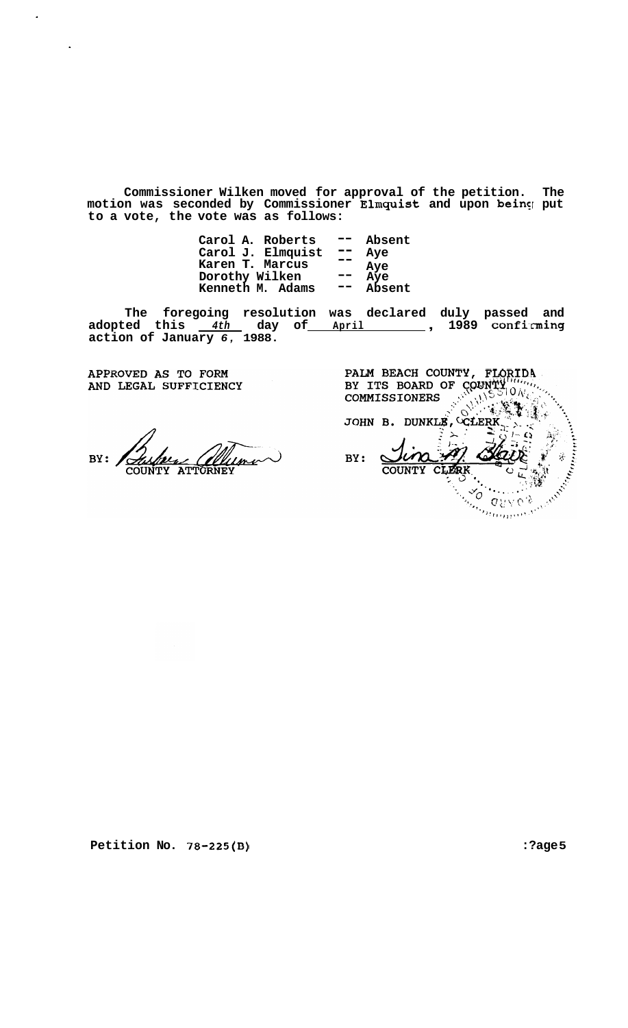Commissioner Wilken moved for approval of the petition. The motion was seconded by Commissioner Elmquist and upon being put to a vote, the vote was as follows:

| | | |
|---|---|---|
| Carol A. Roberts | -- | Absent |
| Carol J. Elmquist | -- | Aye |
| Karen T. Marcus | -- | Aye |
| Dorothy Wilken | -- | Aye |
| Kenneth M. Adams | -- | Absent |

The foregoing resolution was declared duly passed and adopted this 4th day of April, 1989 confirming action of January 6, 1988.

APPROVED AS TO FORM AND LEGAL SUFFICIENCY

BY: COUNTY ATTORNEY

PALM BEACH COUNTY, FLORIDA BY ITS BOARD OF COUNTY COMMISSIONERS

JOHN B. DUNKLE, CLERK

BY: COUNTY CLERK

Petition No. 78-225(B)